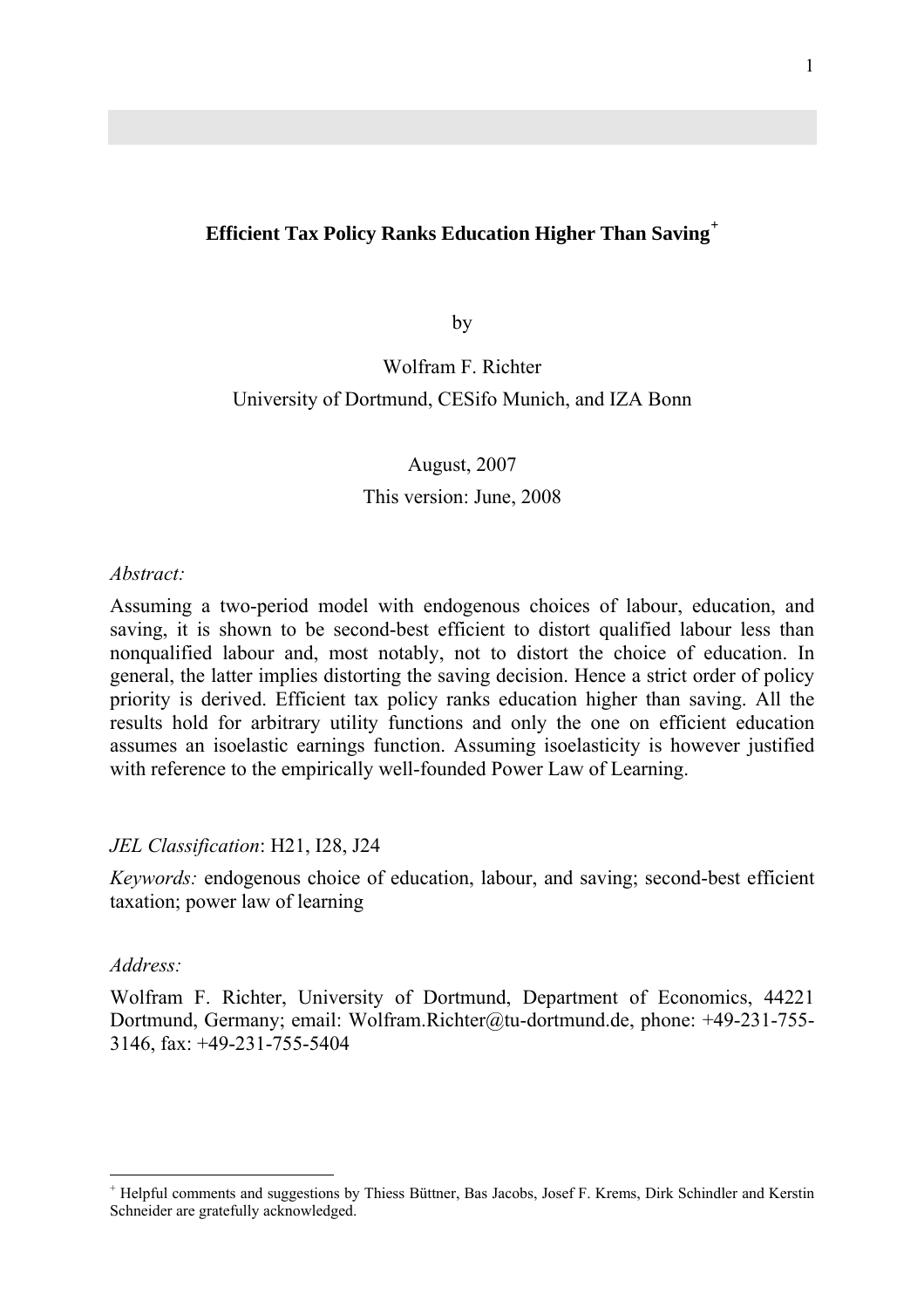# Efficient Tax Policy Ranks Education Higher Than Saving[+]

by

Wolfram F. Richter

University of Dortmund, CESifo Munich, and IZA Bonn

August, 2007

This version: June, 2008

*Abstract:*

Assuming a two-period model with endogenous choices of labour, education, and saving, it is shown to be second-best efficient to distort qualified labour less than nonqualified labour and, most notably, not to distort the choice of education. In general, the latter implies distorting the saving decision. Hence a strict order of policy priority is derived. Efficient tax policy ranks education higher than saving. All the results hold for arbitrary utility functions and only the one on efficient education assumes an isoelastic earnings function. Assuming isoelasticity is however justified with reference to the empirically well-founded Power Law of Learning.

*JEL Classification*: H21, I28, J24

*Keywords:* endogenous choice of education, labour, and saving; second-best efficient taxation; power law of learning

*Address:*

Wolfram F. Richter, University of Dortmund, Department of Economics, 44221 Dortmund, Germany; email: Wolfram.Richter@tu-dortmund.de, phone: +49-231-755-3146, fax: +49-231-755-5404

---

[+] Helpful comments and suggestions by Thiess Büttner, Bas Jacobs, Josef F. Krems, Dirk Schindler and Kerstin Schneider are gratefully acknowledged.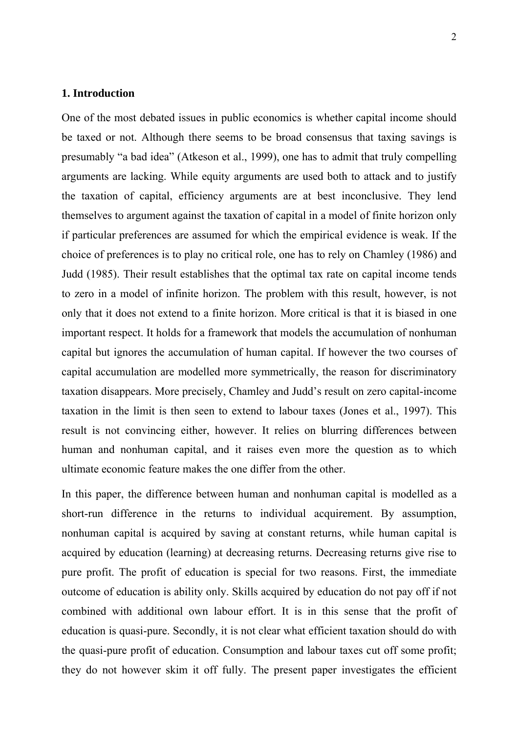## 1. Introduction

One of the most debated issues in public economics is whether capital income should be taxed or not. Although there seems to be broad consensus that taxing savings is presumably "a bad idea" (Atkeson et al., 1999), one has to admit that truly compelling arguments are lacking. While equity arguments are used both to attack and to justify the taxation of capital, efficiency arguments are at best inconclusive. They lend themselves to argument against the taxation of capital in a model of finite horizon only if particular preferences are assumed for which the empirical evidence is weak. If the choice of preferences is to play no critical role, one has to rely on Chamley (1986) and Judd (1985). Their result establishes that the optimal tax rate on capital income tends to zero in a model of infinite horizon. The problem with this result, however, is not only that it does not extend to a finite horizon. More critical is that it is biased in one important respect. It holds for a framework that models the accumulation of nonhuman capital but ignores the accumulation of human capital. If however the two courses of capital accumulation are modelled more symmetrically, the reason for discriminatory taxation disappears. More precisely, Chamley and Judd's result on zero capital-income taxation in the limit is then seen to extend to labour taxes (Jones et al., 1997). This result is not convincing either, however. It relies on blurring differences between human and nonhuman capital, and it raises even more the question as to which ultimate economic feature makes the one differ from the other.

In this paper, the difference between human and nonhuman capital is modelled as a short-run difference in the returns to individual acquirement. By assumption, nonhuman capital is acquired by saving at constant returns, while human capital is acquired by education (learning) at decreasing returns. Decreasing returns give rise to pure profit. The profit of education is special for two reasons. First, the immediate outcome of education is ability only. Skills acquired by education do not pay off if not combined with additional own labour effort. It is in this sense that the profit of education is quasi-pure. Secondly, it is not clear what efficient taxation should do with the quasi-pure profit of education. Consumption and labour taxes cut off some profit; they do not however skim it off fully. The present paper investigates the efficient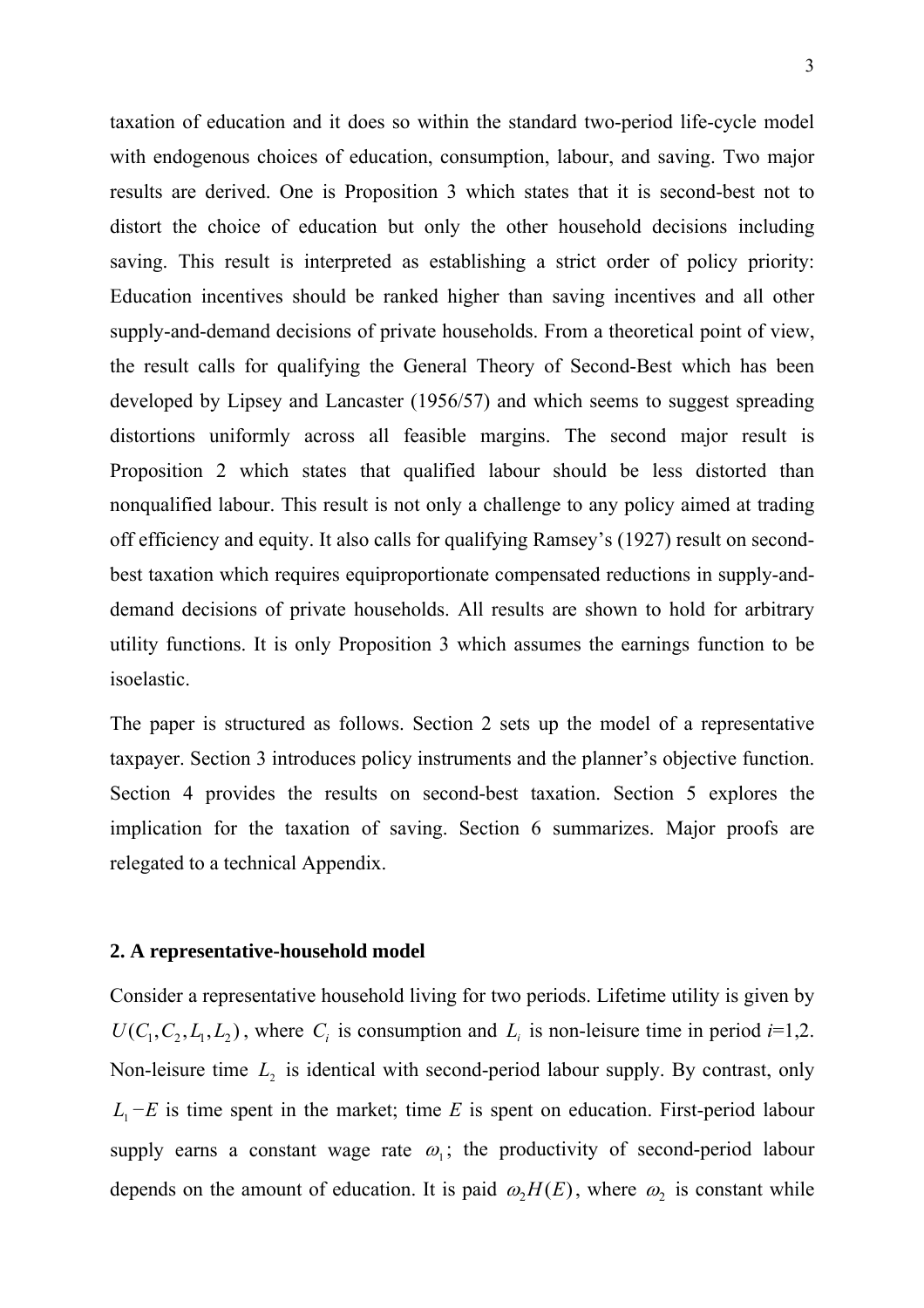taxation of education and it does so within the standard two-period life-cycle model with endogenous choices of education, consumption, labour, and saving. Two major results are derived. One is Proposition 3 which states that it is second-best not to distort the choice of education but only the other household decisions including saving. This result is interpreted as establishing a strict order of policy priority: Education incentives should be ranked higher than saving incentives and all other supply-and-demand decisions of private households. From a theoretical point of view, the result calls for qualifying the General Theory of Second-Best which has been developed by Lipsey and Lancaster (1956/57) and which seems to suggest spreading distortions uniformly across all feasible margins. The second major result is Proposition 2 which states that qualified labour should be less distorted than nonqualified labour. This result is not only a challenge to any policy aimed at trading off efficiency and equity. It also calls for qualifying Ramsey's (1927) result on second-best taxation which requires equiproportionate compensated reductions in supply-and-demand decisions of private households. All results are shown to hold for arbitrary utility functions. It is only Proposition 3 which assumes the earnings function to be isoelastic.

The paper is structured as follows. Section 2 sets up the model of a representative taxpayer. Section 3 introduces policy instruments and the planner's objective function. Section 4 provides the results on second-best taxation. Section 5 explores the implication for the taxation of saving. Section 6 summarizes. Major proofs are relegated to a technical Appendix.

## 2. A representative-household model

Consider a representative household living for two periods. Lifetime utility is given by $U(C_1, C_2, L_1, L_2)$, where $C_i$ is consumption and $L_i$ is non-leisure time in period $i$=1,2. Non-leisure time $L_2$ is identical with second-period labour supply. By contrast, only $L_1 - E$ is time spent in the market; time $E$ is spent on education. First-period labour supply earns a constant wage rate $\omega_1$; the productivity of second-period labour depends on the amount of education. It is paid $\omega_2 H(E)$, where $\omega_2$ is constant while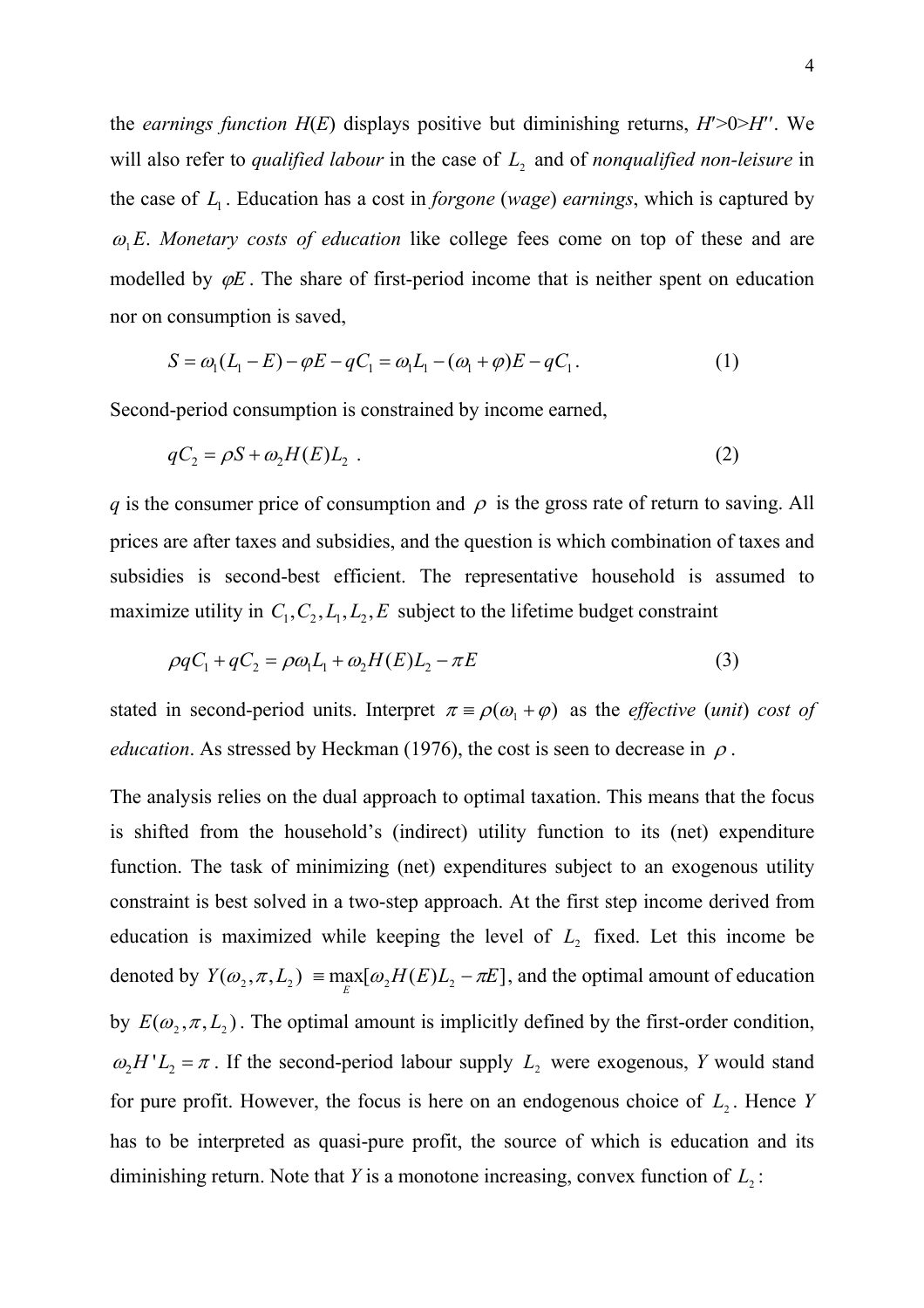the *earnings function* $H(E)$ displays positive but diminishing returns, $H'>0>H''$. We will also refer to *qualified labour* in the case of $L_2$ and of *nonqualified non-leisure* in the case of $L_1$. Education has a cost in *forgone* (*wage*) *earnings*, which is captured by $\omega_1 E$. *Monetary costs of education* like college fees come on top of these and are modelled by $\varphi E$. The share of first-period income that is neither spent on education nor on consumption is saved,

$$S = \omega_1(L_1 - E) - \varphi E - qC_1 = \omega_1 L_1 - (\omega_1 + \varphi)E - qC_1 . \tag{1}$$

Second-period consumption is constrained by income earned,

$$qC_2 = \rho S + \omega_2 H(E) L_2 \ . \tag{2}$$

$q$ is the consumer price of consumption and $\rho$ is the gross rate of return to saving. All prices are after taxes and subsidies, and the question is which combination of taxes and subsidies is second-best efficient. The representative household is assumed to maximize utility in $C_1, C_2, L_1, L_2, E$ subject to the lifetime budget constraint

$$\rho q C_1 + q C_2 = \rho \omega_1 L_1 + \omega_2 H(E) L_2 - \pi E \tag{3}$$

stated in second-period units. Interpret $\pi \equiv \rho(\omega_1 + \varphi)$ as the *effective* (*unit*) *cost of education*. As stressed by Heckman (1976), the cost is seen to decrease in $\rho$.

The analysis relies on the dual approach to optimal taxation. This means that the focus is shifted from the household's (indirect) utility function to its (net) expenditure function. The task of minimizing (net) expenditures subject to an exogenous utility constraint is best solved in a two-step approach. At the first step income derived from education is maximized while keeping the level of $L_2$ fixed. Let this income be denoted by $Y(\omega_2, \pi, L_2) \equiv \max_E[\omega_2 H(E) L_2 - \pi E]$, and the optimal amount of education by $E(\omega_2, \pi, L_2)$. The optimal amount is implicitly defined by the first-order condition, $\omega_2 H' L_2 = \pi$. If the second-period labour supply $L_2$ were exogenous, $Y$ would stand for pure profit. However, the focus is here on an endogenous choice of $L_2$. Hence $Y$ has to be interpreted as quasi-pure profit, the source of which is education and its diminishing return. Note that $Y$ is a monotone increasing, convex function of $L_2$: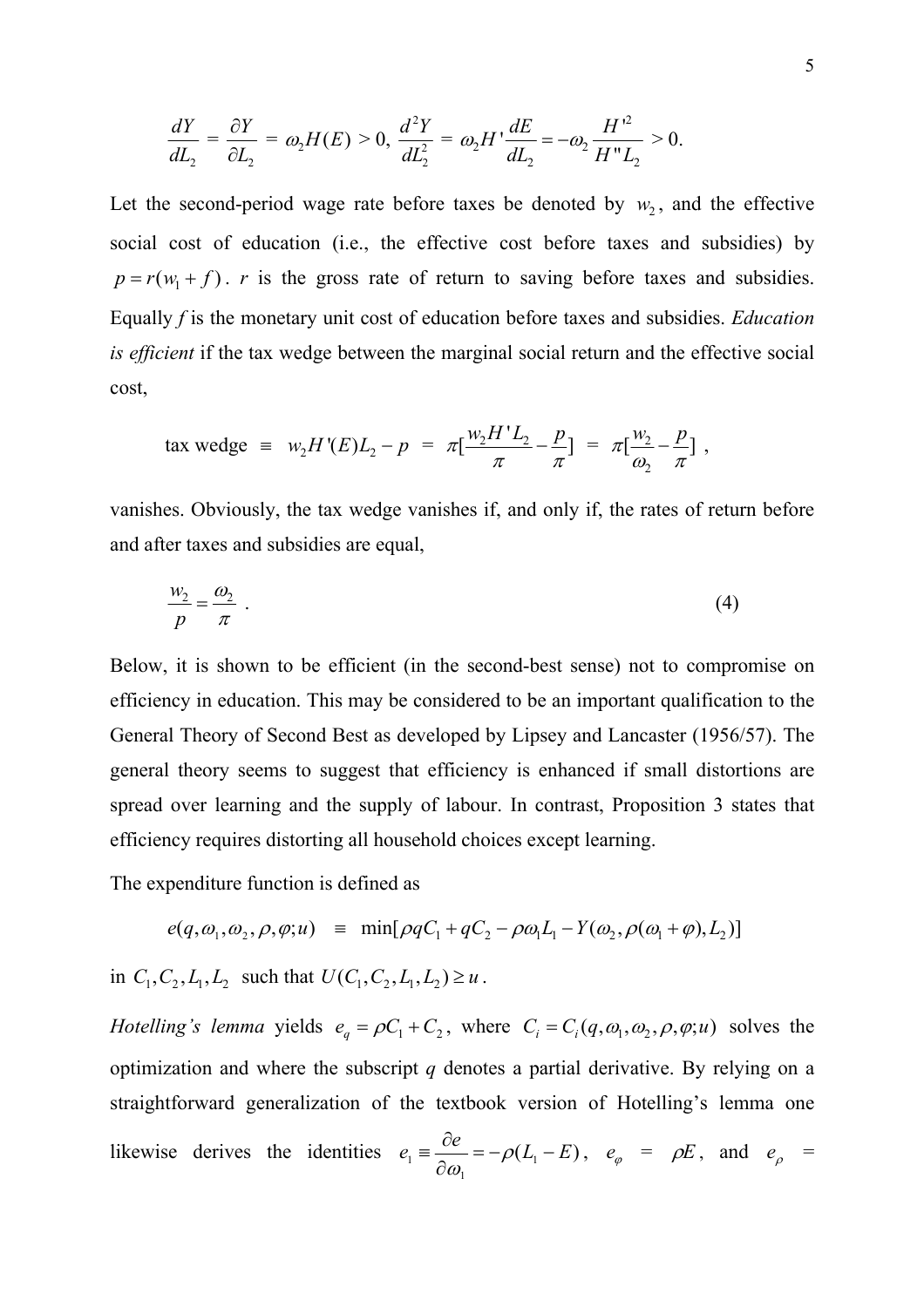$$\frac{dY}{dL_2} = \frac{\partial Y}{\partial L_2} = \omega_2 H(E) > 0, \; \frac{d^2Y}{dL_2^2} = \omega_2 H' \frac{dE}{dL_2} = -\omega_2 \frac{H'^2}{H'' L_2} > 0.$$

Let the second-period wage rate before taxes be denoted by $w_2$, and the effective social cost of education (i.e., the effective cost before taxes and subsidies) by $p = r(w_1 + f)$. $r$ is the gross rate of return to saving before taxes and subsidies. Equally $f$ is the monetary unit cost of education before taxes and subsidies. *Education is efficient* if the tax wedge between the marginal social return and the effective social cost,

$$\text{tax wedge} \;\equiv\; w_2 H'(E) L_2 - p \;=\; \pi[\frac{w_2 H' L_2}{\pi} - \frac{p}{\pi}] \;=\; \pi[\frac{w_2}{\omega_2} - \frac{p}{\pi}] \;,$$

vanishes. Obviously, the tax wedge vanishes if, and only if, the rates of return before and after taxes and subsidies are equal,

$$\frac{w_2}{p} = \frac{\omega_2}{\pi} \;. \tag{4}$$

Below, it is shown to be efficient (in the second-best sense) not to compromise on efficiency in education. This may be considered to be an important qualification to the General Theory of Second Best as developed by Lipsey and Lancaster (1956/57). The general theory seems to suggest that efficiency is enhanced if small distortions are spread over learning and the supply of labour. In contrast, Proposition 3 states that efficiency requires distorting all household choices except learning.

The expenditure function is defined as

$$e(q, \omega_1, \omega_2, \rho, \varphi; u) \;\equiv\; \min[\rho q C_1 + q C_2 - \rho \omega_1 L_1 - Y(\omega_2, \rho(\omega_1 + \varphi), L_2)]$$

in $C_1, C_2, L_1, L_2$ such that $U(C_1, C_2, L_1, L_2) \geq u$.

*Hotelling's lemma* yields $e_q = \rho C_1 + C_2$, where $C_i = C_i(q, \omega_1, \omega_2, \rho, \varphi; u)$ solves the optimization and where the subscript $q$ denotes a partial derivative. By relying on a straightforward generalization of the textbook version of Hotelling's lemma one likewise derives the identities $e_1 \equiv \dfrac{\partial e}{\partial \omega_1} = -\rho(L_1 - E)$, $e_\varphi = \rho E$, and $e_\rho =$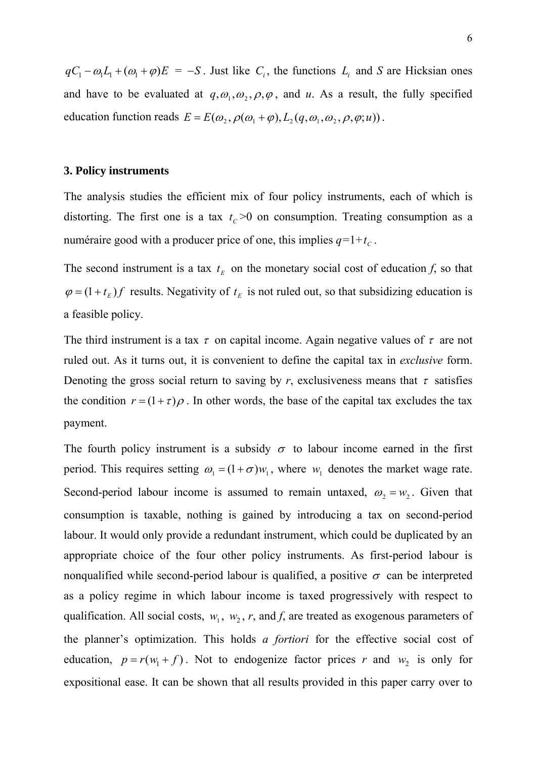$qC_1 - \omega_1 L_1 + (\omega_1 + \varphi)E \;=\; -S$. Just like $C_i$, the functions $L_i$ and $S$ are Hicksian ones and have to be evaluated at $q, \omega_1, \omega_2, \rho, \varphi$, and $u$. As a result, the fully specified education function reads $E = E(\omega_2, \rho(\omega_1 + \varphi), L_2(q, \omega_1, \omega_2, \rho, \varphi; u))$.

## 3. Policy instruments

The analysis studies the efficient mix of four policy instruments, each of which is distorting. The first one is a tax $t_C$>0 on consumption. Treating consumption as a numéraire good with a producer price of one, this implies $q$=1+$t_C$.

The second instrument is a tax $t_E$ on the monetary social cost of education $f$, so that $\varphi = (1 + t_E) f$ results. Negativity of $t_E$ is not ruled out, so that subsidizing education is a feasible policy.

The third instrument is a tax $\tau$ on capital income. Again negative values of $\tau$ are not ruled out. As it turns out, it is convenient to define the capital tax in *exclusive* form. Denoting the gross social return to saving by $r$, exclusiveness means that $\tau$ satisfies the condition $r = (1 + \tau)\rho$. In other words, the base of the capital tax excludes the tax payment.

The fourth policy instrument is a subsidy $\sigma$ to labour income earned in the first period. This requires setting $\omega_1 = (1 + \sigma) w_1$, where $w_1$ denotes the market wage rate. Second-period labour income is assumed to remain untaxed, $\omega_2 = w_2$. Given that consumption is taxable, nothing is gained by introducing a tax on second-period labour. It would only provide a redundant instrument, which could be duplicated by an appropriate choice of the four other policy instruments. As first-period labour is nonqualified while second-period labour is qualified, a positive $\sigma$ can be interpreted as a policy regime in which labour income is taxed progressively with respect to qualification. All social costs, $w_1$, $w_2$, $r$, and $f$, are treated as exogenous parameters of the planner's optimization. This holds *a fortiori* for the effective social cost of education, $p = r(w_1 + f)$. Not to endogenize factor prices $r$ and $w_2$ is only for expositional ease. It can be shown that all results provided in this paper carry over to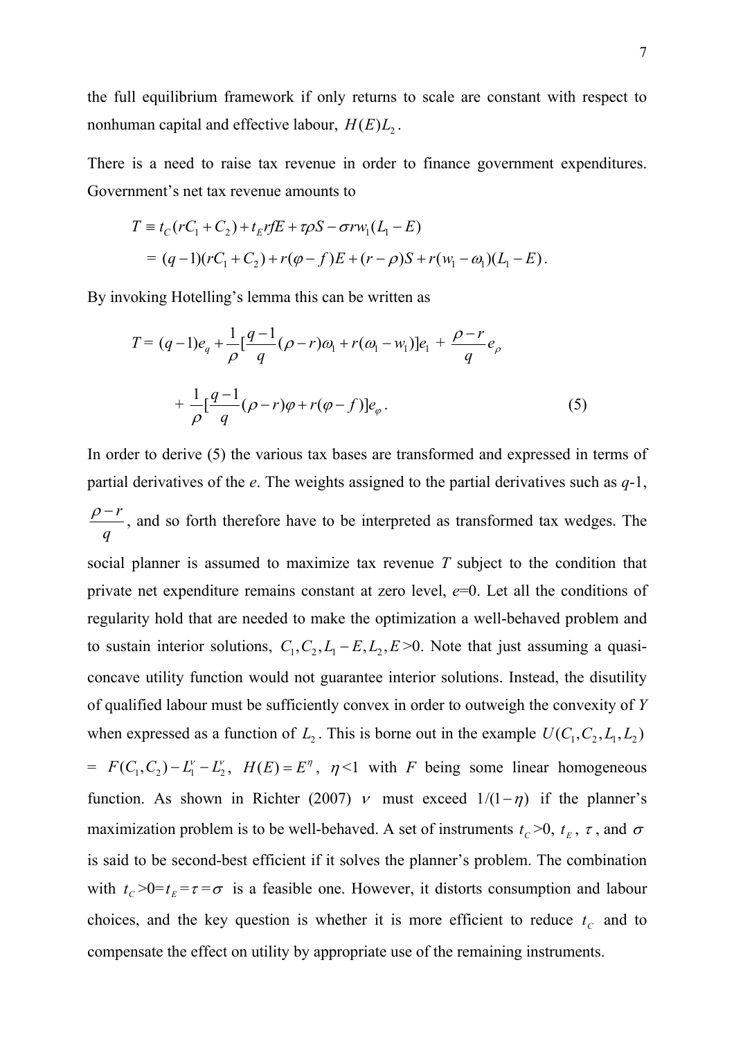the full equilibrium framework if only returns to scale are constant with respect to nonhuman capital and effective labour, $H(E)L_2$.

There is a need to raise tax revenue in order to finance government expenditures. Government's net tax revenue amounts to

$$T \equiv t_C(rC_1 + C_2) + t_E rfE + \tau\rho S - \sigma r w_1(L_1 - E)$$

$$= (q-1)(rC_1 + C_2) + r(\varphi - f)E + (r-\rho)S + r(w_1 - \omega_1)(L_1 - E).$$

By invoking Hotelling's lemma this can be written as

$$T = (q-1)e_q + \frac{1}{\rho}\left[\frac{q-1}{q}(\rho - r)\omega_1 + r(\omega_1 - w_1)\right]e_1 + \frac{\rho - r}{q}e_\rho$$

$$+ \frac{1}{\rho}\left[\frac{q-1}{q}(\rho - r)\varphi + r(\varphi - f)\right]e_\varphi. \tag{5}$$

In order to derive (5) the various tax bases are transformed and expressed in terms of partial derivatives of the *e*. The weights assigned to the partial derivatives such as *q*-1, $\frac{\rho - r}{q}$, and so forth therefore have to be interpreted as transformed tax wedges. The social planner is assumed to maximize tax revenue *T* subject to the condition that private net expenditure remains constant at zero level, *e*=0. Let all the conditions of regularity hold that are needed to make the optimization a well-behaved problem and to sustain interior solutions, $C_1, C_2, L_1 - E, L_2, E > 0$. Note that just assuming a quasi-concave utility function would not guarantee interior solutions. Instead, the disutility of qualified labour must be sufficiently convex in order to outweigh the convexity of *Y* when expressed as a function of $L_2$. This is borne out in the example $U(C_1, C_2, L_1, L_2)$ = $F(C_1, C_2) - L_1^\nu - L_2^\nu$, $H(E) = E^\eta$, $\eta < 1$ with *F* being some linear homogeneous function. As shown in Richter (2007) $\nu$ must exceed $1/(1-\eta)$ if the planner's maximization problem is to be well-behaved. A set of instruments $t_C > 0$, $t_E$, $\tau$, and $\sigma$ is said to be second-best efficient if it solves the planner's problem. The combination with $t_C > 0 = t_E = \tau = \sigma$ is a feasible one. However, it distorts consumption and labour choices, and the key question is whether it is more efficient to reduce $t_C$ and to compensate the effect on utility by appropriate use of the remaining instruments.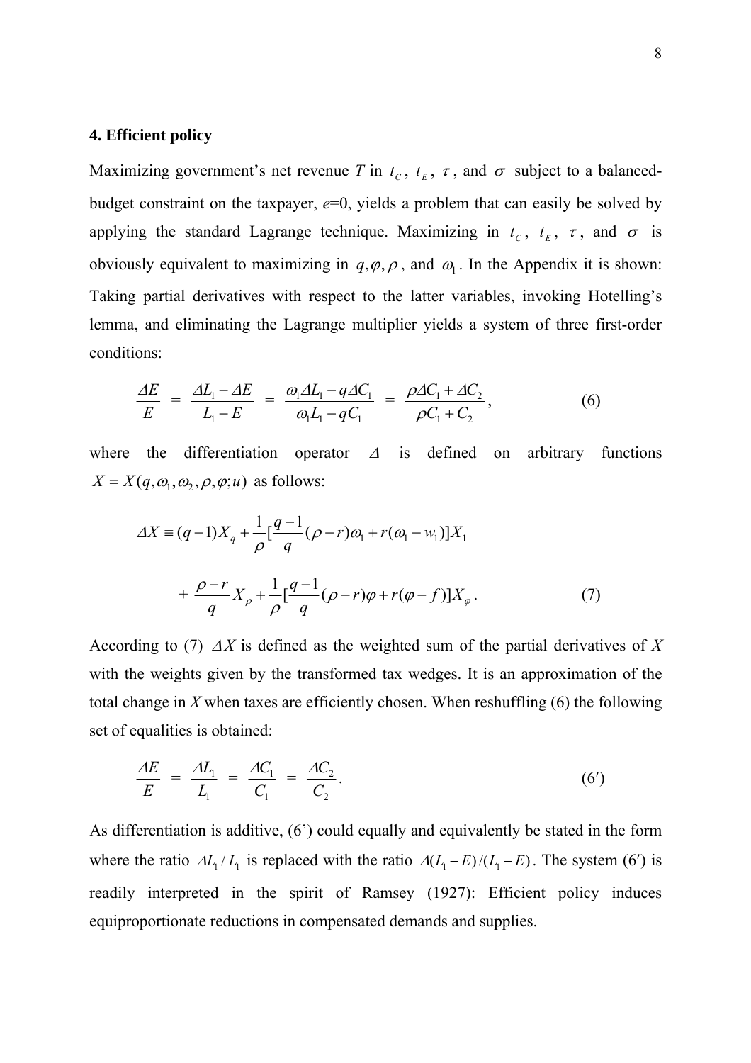## 4. Efficient policy

Maximizing government's net revenue $T$ in $t_C$, $t_E$, $\tau$, and $\sigma$ subject to a balanced-budget constraint on the taxpayer, $e$=0, yields a problem that can easily be solved by applying the standard Lagrange technique. Maximizing in $t_C$, $t_E$, $\tau$, and $\sigma$ is obviously equivalent to maximizing in $q, \varphi, \rho$, and $\omega_1$. In the Appendix it is shown: Taking partial derivatives with respect to the latter variables, invoking Hotelling's lemma, and eliminating the Lagrange multiplier yields a system of three first-order conditions:

$$\frac{\Delta E}{E} \;=\; \frac{\Delta L_1 - \Delta E}{L_1 - E} \;=\; \frac{\omega_1 \Delta L_1 - q\Delta C_1}{\omega_1 L_1 - qC_1} \;=\; \frac{\rho \Delta C_1 + \Delta C_2}{\rho C_1 + C_2}, \tag{6}$$

where the differentiation operator $\Delta$ is defined on arbitrary functions $X = X(q, \omega_1, \omega_2, \rho, \varphi; u)$ as follows:

$$\Delta X \equiv (q-1)X_q + \frac{1}{\rho}\Big[\frac{q-1}{q}(\rho - r)\omega_1 + r(\omega_1 - w_1)\Big]X_1$$

$$+ \frac{\rho - r}{q}X_\rho + \frac{1}{\rho}\Big[\frac{q-1}{q}(\rho - r)\varphi + r(\varphi - f)\Big]X_\varphi. \tag{7}$$

According to (7) $\Delta X$ is defined as the weighted sum of the partial derivatives of $X$ with the weights given by the transformed tax wedges. It is an approximation of the total change in $X$ when taxes are efficiently chosen. When reshuffling (6) the following set of equalities is obtained:

$$\frac{\Delta E}{E} \;=\; \frac{\Delta L_1}{L_1} \;=\; \frac{\Delta C_1}{C_1} \;=\; \frac{\Delta C_2}{C_2}. \tag{6$'$}$$

As differentiation is additive, (6') could equally and equivalently be stated in the form where the ratio $\Delta L_1 / L_1$ is replaced with the ratio $\Delta(L_1 - E)/(L_1 - E)$. The system (6′) is readily interpreted in the spirit of Ramsey (1927): Efficient policy induces equiproportionate reductions in compensated demands and supplies.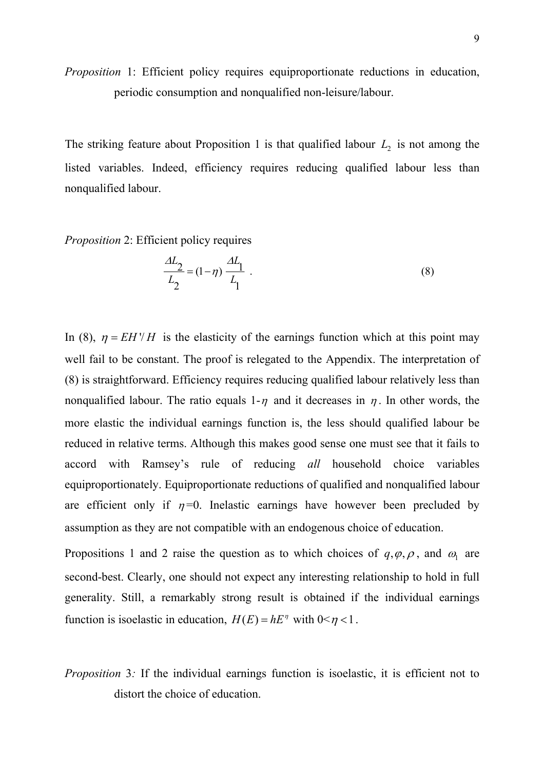*Proposition* 1: Efficient policy requires equiproportionate reductions in education, periodic consumption and nonqualified non-leisure/labour.

The striking feature about Proposition 1 is that qualified labour $L_2$ is not among the listed variables. Indeed, efficiency requires reducing qualified labour less than nonqualified labour.

*Proposition* 2: Efficient policy requires

$$\frac{\Delta L_2}{L_2} = (1-\eta)\,\frac{\Delta L_1}{L_1}\ . \tag{8}$$

In (8), $\eta = EH'/H$ is the elasticity of the earnings function which at this point may well fail to be constant. The proof is relegated to the Appendix. The interpretation of (8) is straightforward. Efficiency requires reducing qualified labour relatively less than nonqualified labour. The ratio equals 1-$\eta$ and it decreases in $\eta$. In other words, the more elastic the individual earnings function is, the less should qualified labour be reduced in relative terms. Although this makes good sense one must see that it fails to accord with Ramsey's rule of reducing *all* household choice variables equiproportionately. Equiproportionate reductions of qualified and nonqualified labour are efficient only if $\eta$=0. Inelastic earnings have however been precluded by assumption as they are not compatible with an endogenous choice of education.

Propositions 1 and 2 raise the question as to which choices of $q, \varphi, \rho$, and $\omega_1$ are second-best. Clearly, one should not expect any interesting relationship to hold in full generality. Still, a remarkably strong result is obtained if the individual earnings function is isoelastic in education, $H(E) = hE^{\eta}$ with $0<\eta<1$.

*Proposition* 3*:* If the individual earnings function is isoelastic, it is efficient not to distort the choice of education.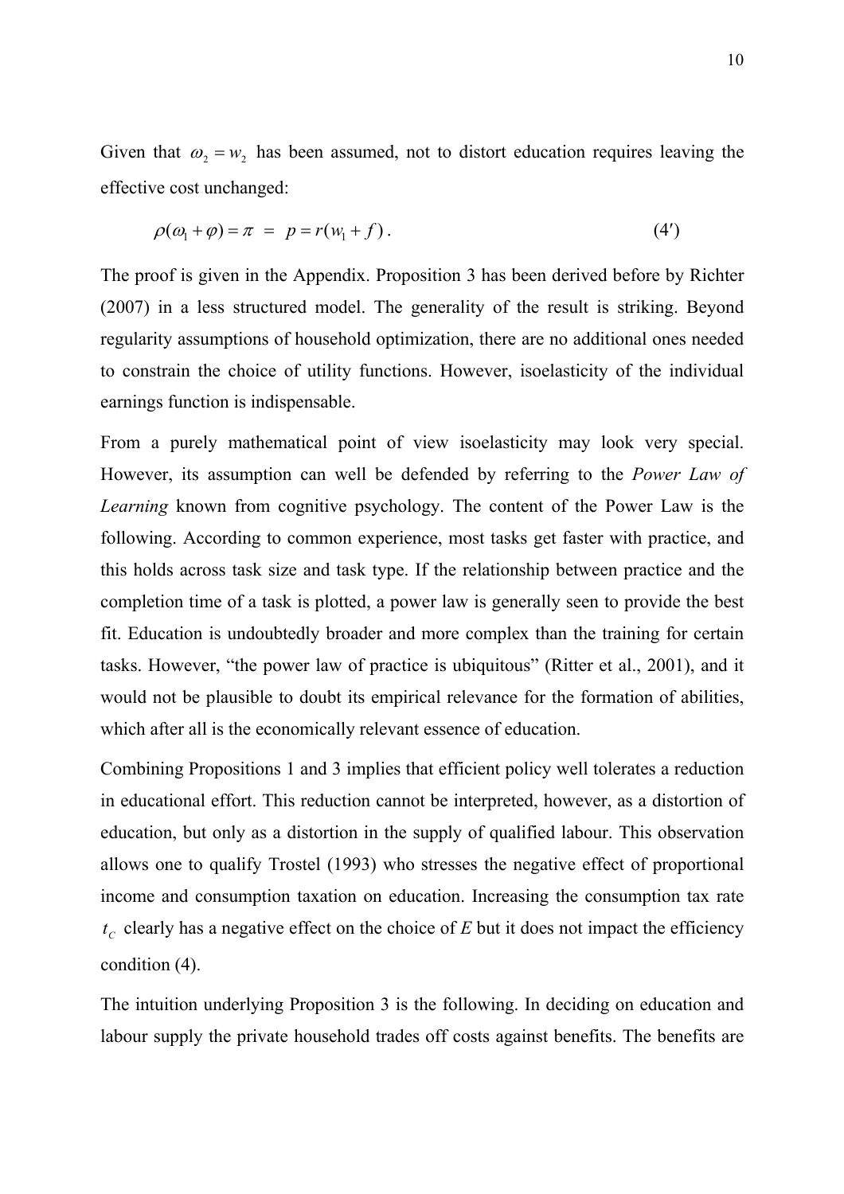Given that $\omega_2 = w_2$ has been assumed, not to distort education requires leaving the effective cost unchanged:

$$\rho(\omega_1 + \varphi) = \pi \;=\; p = r(w_1 + f)\,. \tag{4′}$$

The proof is given in the Appendix. Proposition 3 has been derived before by Richter (2007) in a less structured model. The generality of the result is striking. Beyond regularity assumptions of household optimization, there are no additional ones needed to constrain the choice of utility functions. However, isoelasticity of the individual earnings function is indispensable.

From a purely mathematical point of view isoelasticity may look very special. However, its assumption can well be defended by referring to the *Power Law of Learning* known from cognitive psychology. The content of the Power Law is the following. According to common experience, most tasks get faster with practice, and this holds across task size and task type. If the relationship between practice and the completion time of a task is plotted, a power law is generally seen to provide the best fit. Education is undoubtedly broader and more complex than the training for certain tasks. However, "the power law of practice is ubiquitous" (Ritter et al., 2001), and it would not be plausible to doubt its empirical relevance for the formation of abilities, which after all is the economically relevant essence of education.

Combining Propositions 1 and 3 implies that efficient policy well tolerates a reduction in educational effort. This reduction cannot be interpreted, however, as a distortion of education, but only as a distortion in the supply of qualified labour. This observation allows one to qualify Trostel (1993) who stresses the negative effect of proportional income and consumption taxation on education. Increasing the consumption tax rate $t_C$ clearly has a negative effect on the choice of *E* but it does not impact the efficiency condition (4).

The intuition underlying Proposition 3 is the following. In deciding on education and labour supply the private household trades off costs against benefits. The benefits are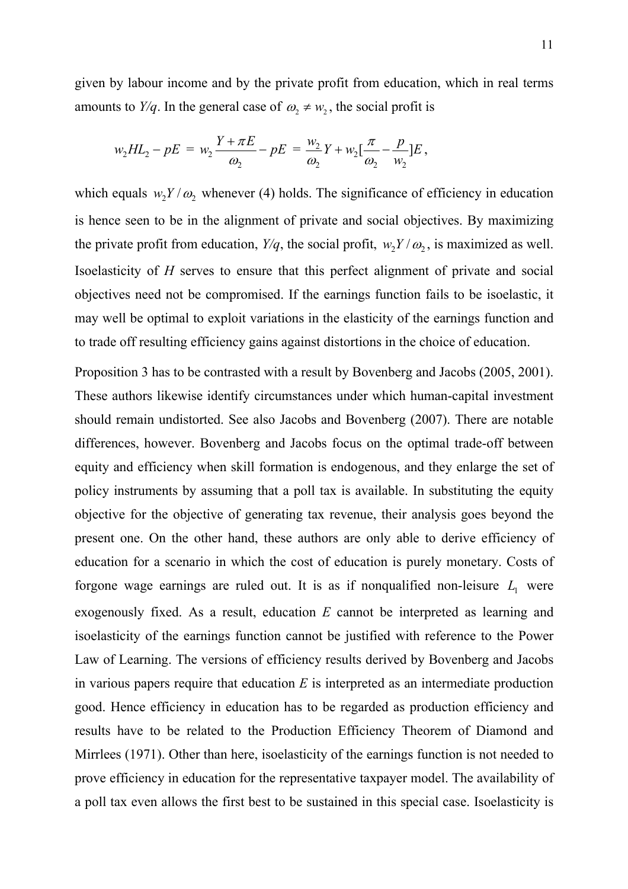given by labour income and by the private profit from education, which in real terms amounts to *Y/q*. In the general case of $\omega_2 \neq w_2$, the social profit is

$$w_2 H L_2 - pE = w_2 \frac{Y + \pi E}{\omega_2} - pE = \frac{w_2}{\omega_2} Y + w_2 [\frac{\pi}{\omega_2} - \frac{p}{w_2}] E,$$

which equals $w_2 Y / \omega_2$ whenever (4) holds. The significance of efficiency in education is hence seen to be in the alignment of private and social objectives. By maximizing the private profit from education, *Y/q*, the social profit, $w_2 Y / \omega_2$, is maximized as well. Isoelasticity of *H* serves to ensure that this perfect alignment of private and social objectives need not be compromised. If the earnings function fails to be isoelastic, it may well be optimal to exploit variations in the elasticity of the earnings function and to trade off resulting efficiency gains against distortions in the choice of education.

Proposition 3 has to be contrasted with a result by Bovenberg and Jacobs (2005, 2001). These authors likewise identify circumstances under which human-capital investment should remain undistorted. See also Jacobs and Bovenberg (2007). There are notable differences, however. Bovenberg and Jacobs focus on the optimal trade-off between equity and efficiency when skill formation is endogenous, and they enlarge the set of policy instruments by assuming that a poll tax is available. In substituting the equity objective for the objective of generating tax revenue, their analysis goes beyond the present one. On the other hand, these authors are only able to derive efficiency of education for a scenario in which the cost of education is purely monetary. Costs of forgone wage earnings are ruled out. It is as if nonqualified non-leisure $L_1$ were exogenously fixed. As a result, education *E* cannot be interpreted as learning and isoelasticity of the earnings function cannot be justified with reference to the Power Law of Learning. The versions of efficiency results derived by Bovenberg and Jacobs in various papers require that education *E* is interpreted as an intermediate production good. Hence efficiency in education has to be regarded as production efficiency and results have to be related to the Production Efficiency Theorem of Diamond and Mirrlees (1971). Other than here, isoelasticity of the earnings function is not needed to prove efficiency in education for the representative taxpayer model. The availability of a poll tax even allows the first best to be sustained in this special case. Isoelasticity is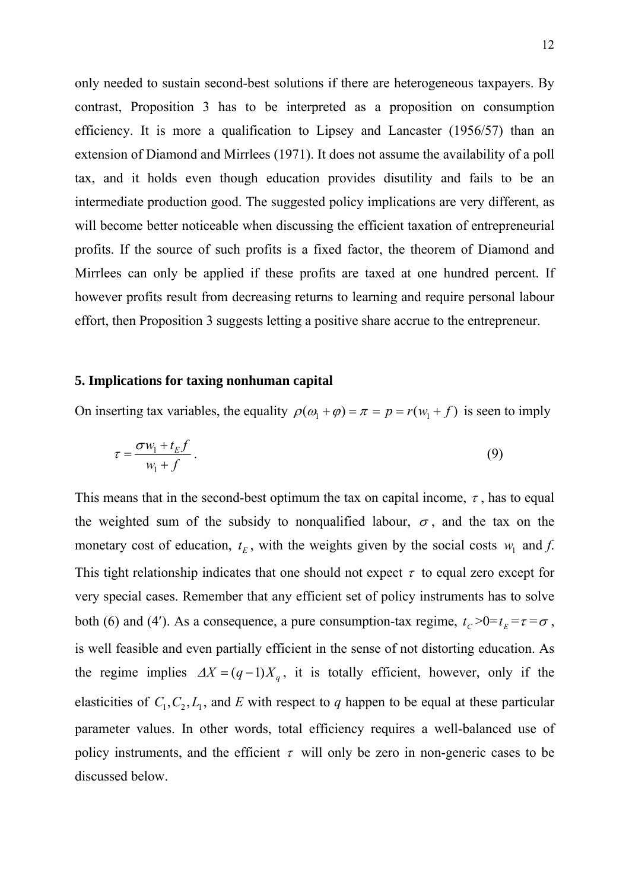only needed to sustain second-best solutions if there are heterogeneous taxpayers. By contrast, Proposition 3 has to be interpreted as a proposition on consumption efficiency. It is more a qualification to Lipsey and Lancaster (1956/57) than an extension of Diamond and Mirrlees (1971). It does not assume the availability of a poll tax, and it holds even though education provides disutility and fails to be an intermediate production good. The suggested policy implications are very different, as will become better noticeable when discussing the efficient taxation of entrepreneurial profits. If the source of such profits is a fixed factor, the theorem of Diamond and Mirrlees can only be applied if these profits are taxed at one hundred percent. If however profits result from decreasing returns to learning and require personal labour effort, then Proposition 3 suggests letting a positive share accrue to the entrepreneur.

## 5. Implications for taxing nonhuman capital

On inserting tax variables, the equality $\rho(\omega_1 + \varphi) = \pi = p = r(w_1 + f)$ is seen to imply

$$\tau = \frac{\sigma w_1 + t_E f}{w_1 + f}. \tag{9}$$

This means that in the second-best optimum the tax on capital income, $\tau$, has to equal the weighted sum of the subsidy to nonqualified labour, $\sigma$, and the tax on the monetary cost of education, $t_E$, with the weights given by the social costs $w_1$ and *f*. This tight relationship indicates that one should not expect $\tau$ to equal zero except for very special cases. Remember that any efficient set of policy instruments has to solve both (6) and (4′). As a consequence, a pure consumption-tax regime, $t_C > 0 = t_E = \tau = \sigma$, is well feasible and even partially efficient in the sense of not distorting education. As the regime implies $\Delta X = (q-1)X_q$, it is totally efficient, however, only if the elasticities of $C_1, C_2, L_1$, and $E$ with respect to $q$ happen to be equal at these particular parameter values. In other words, total efficiency requires a well-balanced use of policy instruments, and the efficient $\tau$ will only be zero in non-generic cases to be discussed below.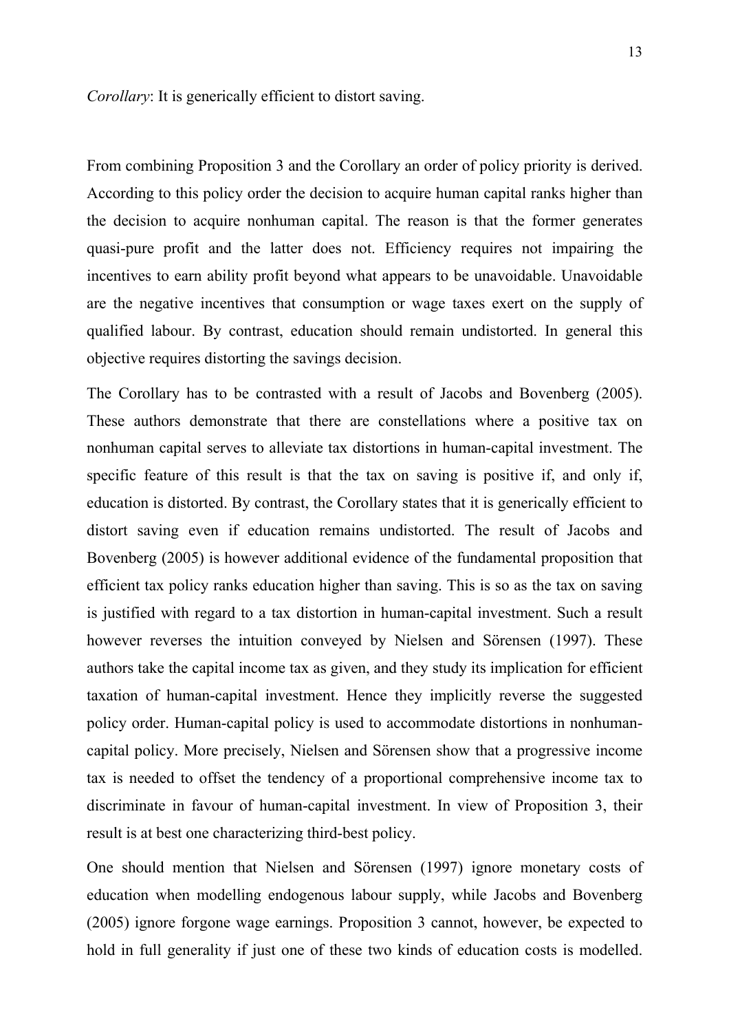*Corollary*: It is generically efficient to distort saving.

From combining Proposition 3 and the Corollary an order of policy priority is derived. According to this policy order the decision to acquire human capital ranks higher than the decision to acquire nonhuman capital. The reason is that the former generates quasi-pure profit and the latter does not. Efficiency requires not impairing the incentives to earn ability profit beyond what appears to be unavoidable. Unavoidable are the negative incentives that consumption or wage taxes exert on the supply of qualified labour. By contrast, education should remain undistorted. In general this objective requires distorting the savings decision.

The Corollary has to be contrasted with a result of Jacobs and Bovenberg (2005). These authors demonstrate that there are constellations where a positive tax on nonhuman capital serves to alleviate tax distortions in human-capital investment. The specific feature of this result is that the tax on saving is positive if, and only if, education is distorted. By contrast, the Corollary states that it is generically efficient to distort saving even if education remains undistorted. The result of Jacobs and Bovenberg (2005) is however additional evidence of the fundamental proposition that efficient tax policy ranks education higher than saving. This is so as the tax on saving is justified with regard to a tax distortion in human-capital investment. Such a result however reverses the intuition conveyed by Nielsen and Sörensen (1997). These authors take the capital income tax as given, and they study its implication for efficient taxation of human-capital investment. Hence they implicitly reverse the suggested policy order. Human-capital policy is used to accommodate distortions in nonhuman-capital policy. More precisely, Nielsen and Sörensen show that a progressive income tax is needed to offset the tendency of a proportional comprehensive income tax to discriminate in favour of human-capital investment. In view of Proposition 3, their result is at best one characterizing third-best policy.

One should mention that Nielsen and Sörensen (1997) ignore monetary costs of education when modelling endogenous labour supply, while Jacobs and Bovenberg (2005) ignore forgone wage earnings. Proposition 3 cannot, however, be expected to hold in full generality if just one of these two kinds of education costs is modelled.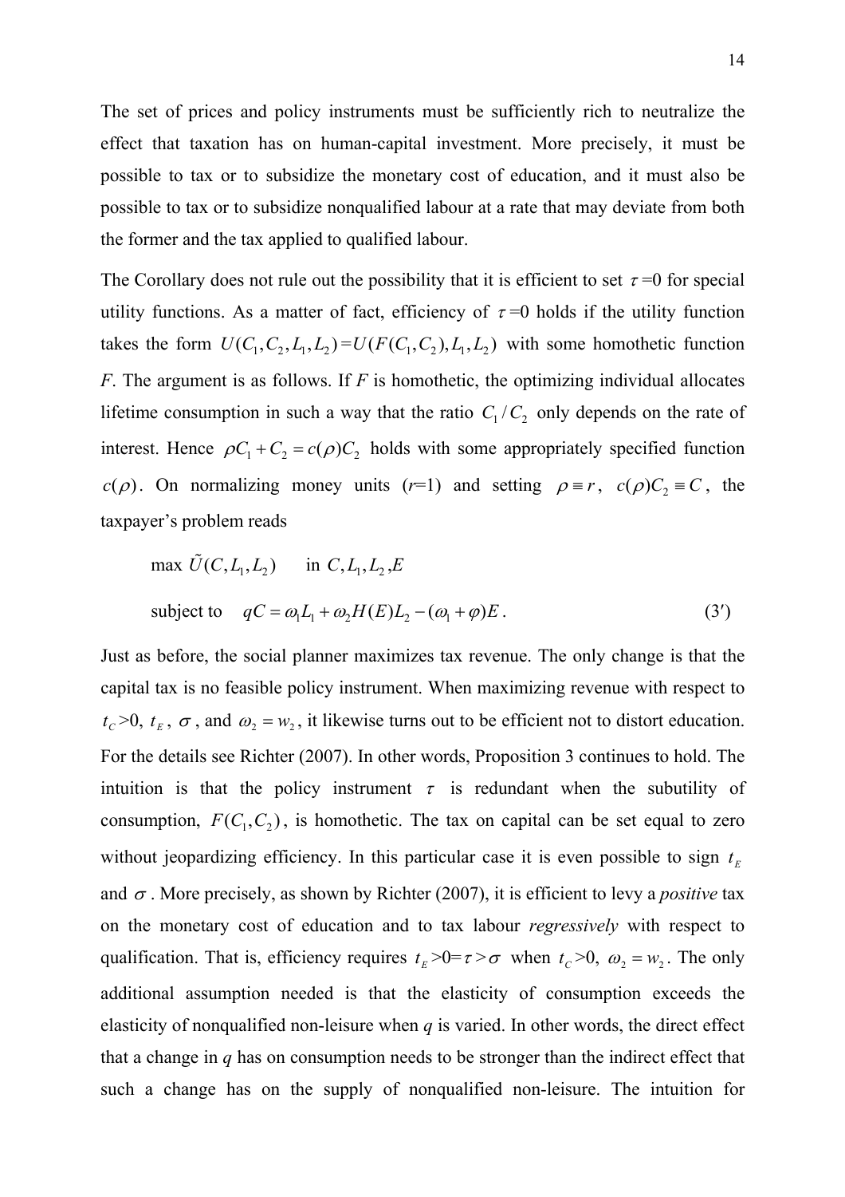The set of prices and policy instruments must be sufficiently rich to neutralize the effect that taxation has on human-capital investment. More precisely, it must be possible to tax or to subsidize the monetary cost of education, and it must also be possible to tax or to subsidize nonqualified labour at a rate that may deviate from both the former and the tax applied to qualified labour.

The Corollary does not rule out the possibility that it is efficient to set $\tau$=0 for special utility functions. As a matter of fact, efficiency of $\tau$=0 holds if the utility function takes the form $U(C_1, C_2, L_1, L_2) = U(F(C_1, C_2), L_1, L_2)$ with some homothetic function $F$. The argument is as follows. If $F$ is homothetic, the optimizing individual allocates lifetime consumption in such a way that the ratio $C_1/C_2$ only depends on the rate of interest. Hence $\rho C_1 + C_2 = c(\rho)C_2$ holds with some appropriately specified function $c(\rho)$. On normalizing money units ($r$=1) and setting $\rho \equiv r$, $c(\rho)C_2 \equiv C$, the taxpayer's problem reads

$$\max \tilde{U}(C, L_1, L_2) \qquad \text{in } C, L_1, L_2, E$$

$$\text{subject to} \quad qC = \omega_1 L_1 + \omega_2 H(E) L_2 - (\omega_1 + \varphi)E \,. \tag{3′}$$

Just as before, the social planner maximizes tax revenue. The only change is that the capital tax is no feasible policy instrument. When maximizing revenue with respect to $t_C$>0, $t_E$, $\sigma$, and $\omega_2 = w_2$, it likewise turns out to be efficient not to distort education. For the details see Richter (2007). In other words, Proposition 3 continues to hold. The intuition is that the policy instrument $\tau$ is redundant when the subutility of consumption, $F(C_1, C_2)$, is homothetic. The tax on capital can be set equal to zero without jeopardizing efficiency. In this particular case it is even possible to sign $t_E$ and $\sigma$. More precisely, as shown by Richter (2007), it is efficient to levy a *positive* tax on the monetary cost of education and to tax labour *regressively* with respect to qualification. That is, efficiency requires $t_E$>0=$\tau$>$\sigma$ when $t_C$>0, $\omega_2 = w_2$. The only additional assumption needed is that the elasticity of consumption exceeds the elasticity of nonqualified non-leisure when $q$ is varied. In other words, the direct effect that a change in $q$ has on consumption needs to be stronger than the indirect effect that such a change has on the supply of nonqualified non-leisure. The intuition for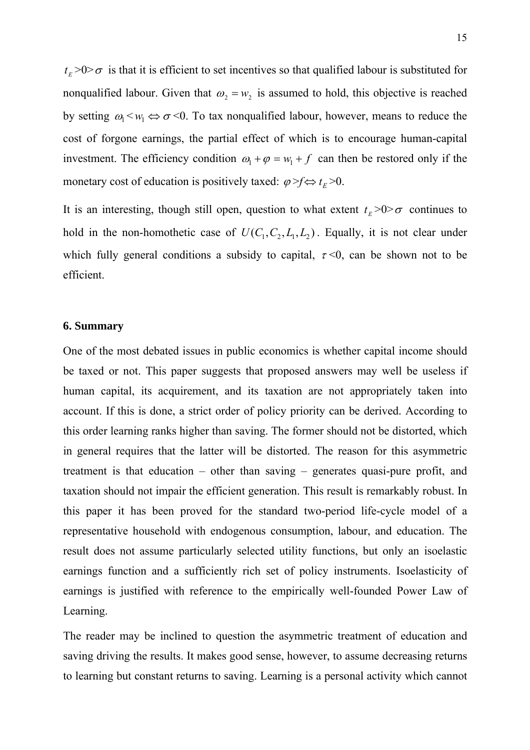$t_E > 0 > \sigma$ is that it is efficient to set incentives so that qualified labour is substituted for nonqualified labour. Given that $\omega_2 = w_2$ is assumed to hold, this objective is reached by setting $\omega_1 < w_1 \Leftrightarrow \sigma < 0$. To tax nonqualified labour, however, means to reduce the cost of forgone earnings, the partial effect of which is to encourage human-capital investment. The efficiency condition $\omega_1 + \varphi = w_1 + f$ can then be restored only if the monetary cost of education is positively taxed: $\varphi > f \Leftrightarrow t_E > 0$.

It is an interesting, though still open, question to what extent $t_E > 0 > \sigma$ continues to hold in the non-homothetic case of $U(C_1, C_2, L_1, L_2)$. Equally, it is not clear under which fully general conditions a subsidy to capital, $\tau < 0$, can be shown not to be efficient.

## 6. Summary

One of the most debated issues in public economics is whether capital income should be taxed or not. This paper suggests that proposed answers may well be useless if human capital, its acquirement, and its taxation are not appropriately taken into account. If this is done, a strict order of policy priority can be derived. According to this order learning ranks higher than saving. The former should not be distorted, which in general requires that the latter will be distorted. The reason for this asymmetric treatment is that education – other than saving – generates quasi-pure profit, and taxation should not impair the efficient generation. This result is remarkably robust. In this paper it has been proved for the standard two-period life-cycle model of a representative household with endogenous consumption, labour, and education. The result does not assume particularly selected utility functions, but only an isoelastic earnings function and a sufficiently rich set of policy instruments. Isoelasticity of earnings is justified with reference to the empirically well-founded Power Law of Learning.

The reader may be inclined to question the asymmetric treatment of education and saving driving the results. It makes good sense, however, to assume decreasing returns to learning but constant returns to saving. Learning is a personal activity which cannot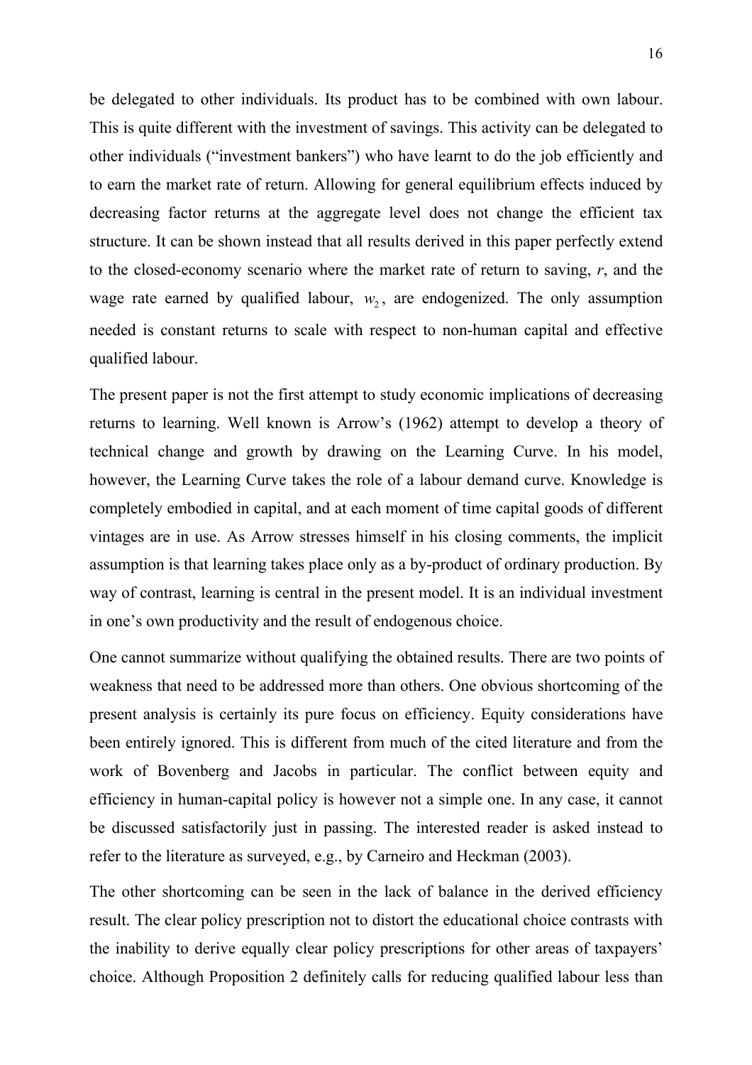be delegated to other individuals. Its product has to be combined with own labour. This is quite different with the investment of savings. This activity can be delegated to other individuals ("investment bankers") who have learnt to do the job efficiently and to earn the market rate of return. Allowing for general equilibrium effects induced by decreasing factor returns at the aggregate level does not change the efficient tax structure. It can be shown instead that all results derived in this paper perfectly extend to the closed-economy scenario where the market rate of return to saving, $r$, and the wage rate earned by qualified labour, $w_2$, are endogenized. The only assumption needed is constant returns to scale with respect to non-human capital and effective qualified labour.

The present paper is not the first attempt to study economic implications of decreasing returns to learning. Well known is Arrow's (1962) attempt to develop a theory of technical change and growth by drawing on the Learning Curve. In his model, however, the Learning Curve takes the role of a labour demand curve. Knowledge is completely embodied in capital, and at each moment of time capital goods of different vintages are in use. As Arrow stresses himself in his closing comments, the implicit assumption is that learning takes place only as a by-product of ordinary production. By way of contrast, learning is central in the present model. It is an individual investment in one's own productivity and the result of endogenous choice.

One cannot summarize without qualifying the obtained results. There are two points of weakness that need to be addressed more than others. One obvious shortcoming of the present analysis is certainly its pure focus on efficiency. Equity considerations have been entirely ignored. This is different from much of the cited literature and from the work of Bovenberg and Jacobs in particular. The conflict between equity and efficiency in human-capital policy is however not a simple one. In any case, it cannot be discussed satisfactorily just in passing. The interested reader is asked instead to refer to the literature as surveyed, e.g., by Carneiro and Heckman (2003).

The other shortcoming can be seen in the lack of balance in the derived efficiency result. The clear policy prescription not to distort the educational choice contrasts with the inability to derive equally clear policy prescriptions for other areas of taxpayers' choice. Although Proposition 2 definitely calls for reducing qualified labour less than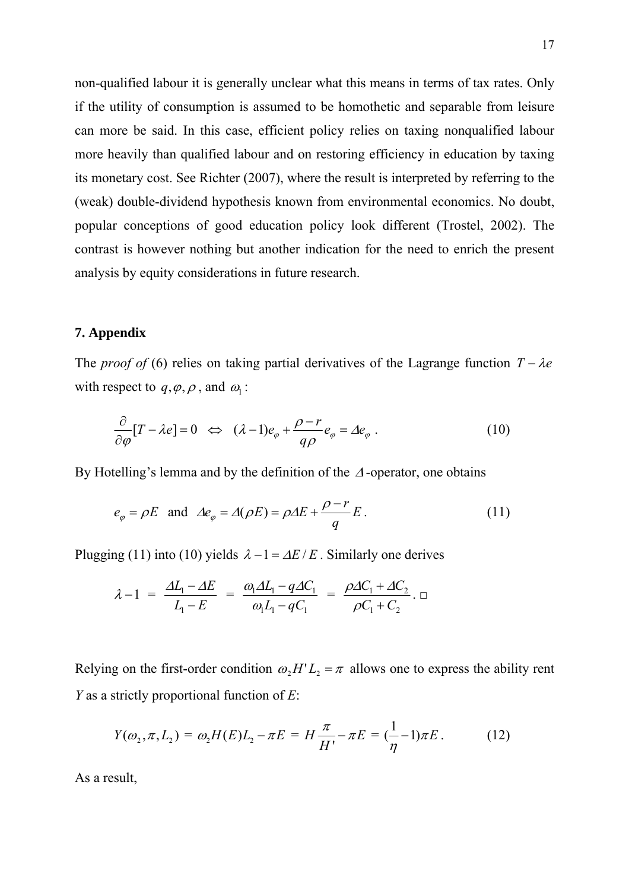non-qualified labour it is generally unclear what this means in terms of tax rates. Only if the utility of consumption is assumed to be homothetic and separable from leisure can more be said. In this case, efficient policy relies on taxing nonqualified labour more heavily than qualified labour and on restoring efficiency in education by taxing its monetary cost. See Richter (2007), where the result is interpreted by referring to the (weak) double-dividend hypothesis known from environmental economics. No doubt, popular conceptions of good education policy look different (Trostel, 2002). The contrast is however nothing but another indication for the need to enrich the present analysis by equity considerations in future research.

## 7. Appendix

The *proof of* (6) relies on taking partial derivatives of the Lagrange function $T - \lambda e$ with respect to $q, \varphi, \rho$, and $\omega_1$:

$$\frac{\partial}{\partial \varphi}[T - \lambda e] = 0 \iff (\lambda - 1)e_\varphi + \frac{\rho - r}{q\rho} e_\varphi = \Delta e_\varphi \; . \tag{10}$$

By Hotelling's lemma and by the definition of the $\Delta$-operator, one obtains

$$e_\varphi = \rho E \;\; \text{and} \;\; \Delta e_\varphi = \Delta(\rho E) = \rho \Delta E + \frac{\rho - r}{q} E \, . \tag{11}$$

Plugging (11) into (10) yields $\lambda - 1 = \Delta E / E$. Similarly one derives

$$\lambda - 1 \;=\; \frac{\Delta L_1 - \Delta E}{L_1 - E} \;=\; \frac{\omega_1 \Delta L_1 - q \Delta C_1}{\omega_1 L_1 - q C_1} \;=\; \frac{\rho \Delta C_1 + \Delta C_2}{\rho C_1 + C_2} \, . \; \square$$

Relying on the first-order condition $\omega_2 H' L_2 = \pi$ allows one to express the ability rent $Y$ as a strictly proportional function of $E$:

$$Y(\omega_2, \pi, L_2) \;=\; \omega_2 H(E) L_2 - \pi E \;=\; H \frac{\pi}{H'} - \pi E \;=\; (\frac{1}{\eta} - 1)\pi E \, . \tag{12}$$

As a result,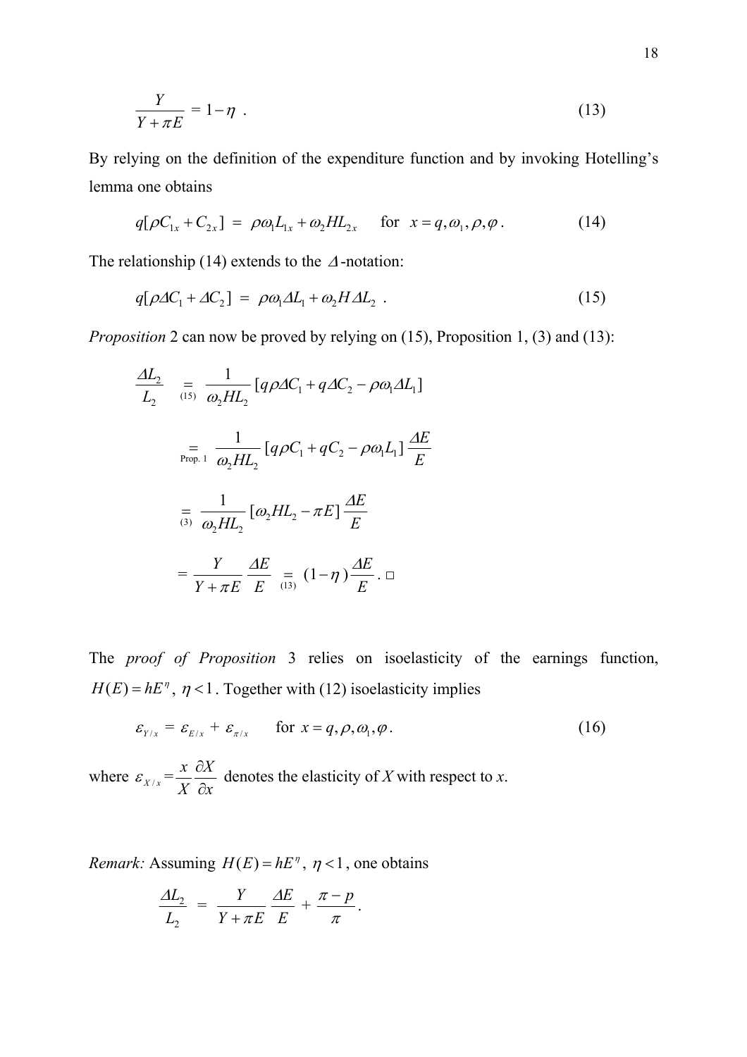$$\frac{Y}{Y+\pi E} = 1-\eta \ . \tag{13}$$

By relying on the definition of the expenditure function and by invoking Hotelling's lemma one obtains

$$q[\rho C_{1x} + C_{2x}] = \rho\omega_1 L_{1x} + \omega_2 H L_{2x} \quad \text{ for } \ x = q, \omega_1, \rho, \varphi \ . \tag{14}$$

The relationship (14) extends to the $\Delta$-notation:

$$q[\rho \Delta C_1 + \Delta C_2] = \rho\omega_1 \Delta L_1 + \omega_2 H \Delta L_2 \ . \tag{15}$$

*Proposition* 2 can now be proved by relying on (15), Proposition 1, (3) and (13):

$$\begin{aligned}
\frac{\Delta L_2}{L_2} &\underset{(15)}{=} \frac{1}{\omega_2 H L_2}[q\rho\Delta C_1 + q\Delta C_2 - \rho\omega_1 \Delta L_1] \\
&\underset{\text{Prop. 1}}{=} \frac{1}{\omega_2 H L_2}[q\rho C_1 + qC_2 - \rho\omega_1 L_1]\frac{\Delta E}{E} \\
&\underset{(3)}{=} \frac{1}{\omega_2 H L_2}[\omega_2 H L_2 - \pi E]\frac{\Delta E}{E} \\
&= \frac{Y}{Y+\pi E}\frac{\Delta E}{E} \underset{(13)}{=} (1-\eta)\frac{\Delta E}{E} \ . \ \square
\end{aligned}$$

The *proof of Proposition* 3 relies on isoelasticity of the earnings function, $H(E) = hE^{\eta}$, $\eta < 1$. Together with (12) isoelasticity implies

$$\varepsilon_{Y/x} = \varepsilon_{E/x} + \varepsilon_{\pi/x} \quad \text{ for } \ x = q, \rho, \omega_1, \varphi \ . \tag{16}$$

where $\varepsilon_{X/x} = \dfrac{x}{X}\dfrac{\partial X}{\partial x}$ denotes the elasticity of *X* with respect to *x*.

*Remark:* Assuming $H(E) = hE^{\eta}$, $\eta < 1$, one obtains

$$\frac{\Delta L_2}{L_2} = \frac{Y}{Y+\pi E}\frac{\Delta E}{E} + \frac{\pi - p}{\pi} \ .$$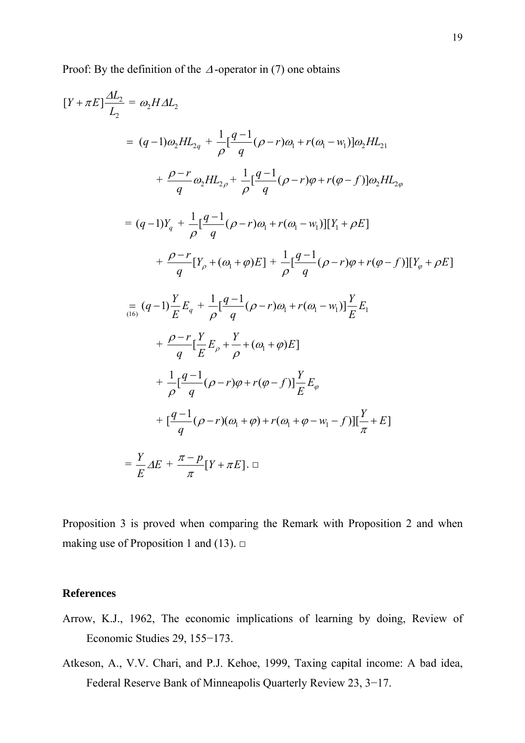Proof: By the definition of the $\Delta$-operator in (7) one obtains

$$
\begin{aligned}
[Y+\pi E]\frac{\Delta L_2}{L_2} &= \omega_2 H \Delta L_2 \\
&= (q-1)\omega_2 H L_{2q} + \frac{1}{\rho}[\frac{q-1}{q}(\rho-r)\omega_1 + r(\omega_1 - w_1)]\omega_2 H L_{21} \\
&\quad + \frac{\rho-r}{q}\omega_2 H L_{2\rho} + \frac{1}{\rho}[\frac{q-1}{q}(\rho-r)\varphi + r(\varphi - f)]\omega_2 H L_{2\varphi} \\
&= (q-1)Y_q + \frac{1}{\rho}[\frac{q-1}{q}(\rho-r)\omega_1 + r(\omega_1 - w_1)][Y_1 + \rho E] \\
&\quad + \frac{\rho-r}{q}[Y_\rho + (\omega_1+\varphi)E] + \frac{1}{\rho}[\frac{q-1}{q}(\rho-r)\varphi + r(\varphi - f)][Y_\varphi + \rho E] \\
&\underset{(16)}{=} (q-1)\frac{Y}{E}E_q + \frac{1}{\rho}[\frac{q-1}{q}(\rho-r)\omega_1 + r(\omega_1 - w_1)]\frac{Y}{E}E_1 \\
&\quad + \frac{\rho-r}{q}[\frac{Y}{E}E_\rho + \frac{Y}{\rho} + (\omega_1+\varphi)E] \\
&\quad + \frac{1}{\rho}[\frac{q-1}{q}(\rho-r)\varphi + r(\varphi - f)]\frac{Y}{E}E_\varphi \\
&\quad + [\frac{q-1}{q}(\rho-r)(\omega_1+\varphi) + r(\omega_1 + \varphi - w_1 - f)][\frac{Y}{\pi} + E] \\
&= \frac{Y}{E}\Delta E + \frac{\pi - p}{\pi}[Y+\pi E]. \ \square
\end{aligned}
$$

Proposition 3 is proved when comparing the Remark with Proposition 2 and when making use of Proposition 1 and (13). □

## References

Arrow, K.J., 1962, The economic implications of learning by doing, Review of Economic Studies 29, 155−173.

Atkeson, A., V.V. Chari, and P.J. Kehoe, 1999, Taxing capital income: A bad idea, Federal Reserve Bank of Minneapolis Quarterly Review 23, 3−17.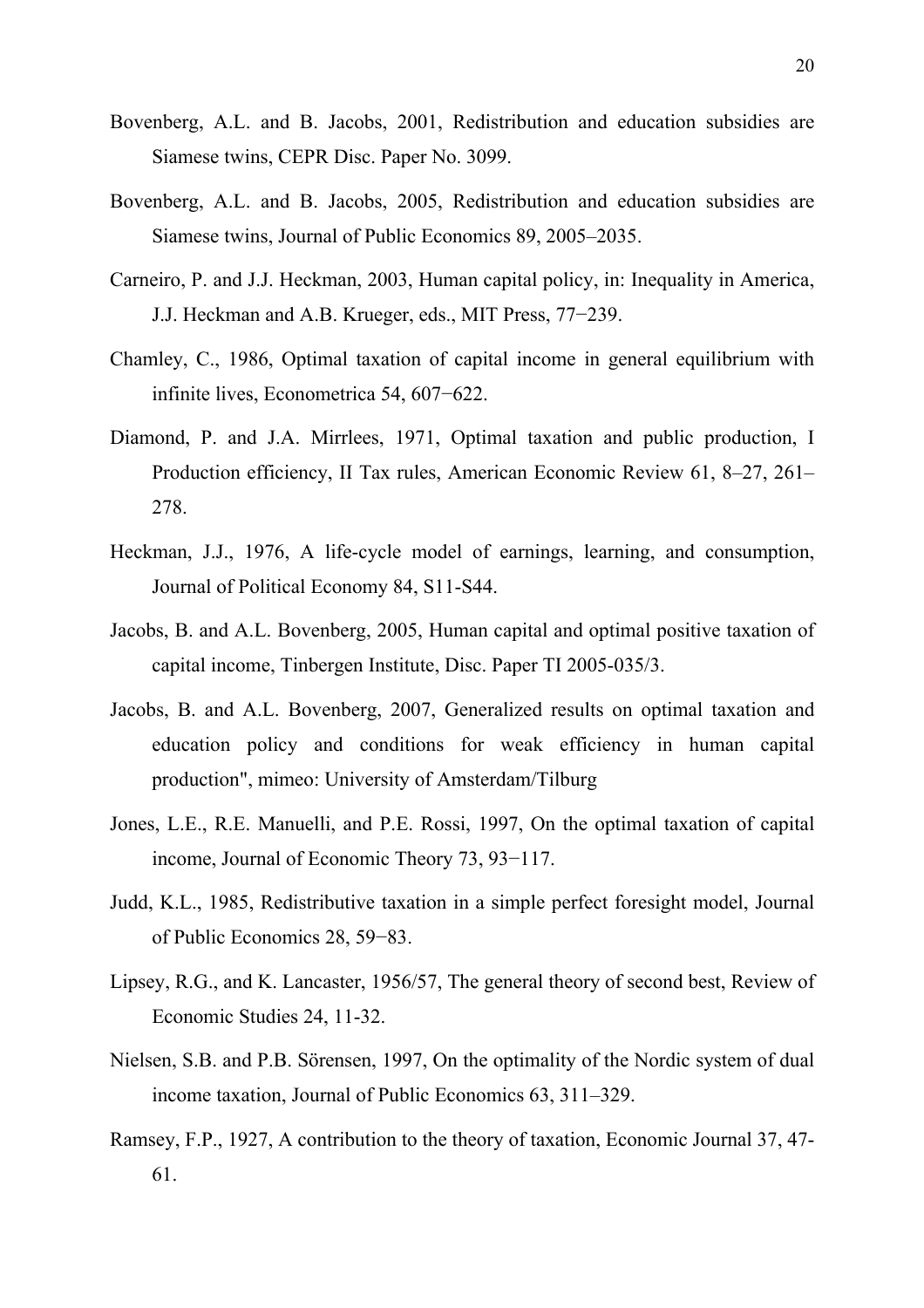Bovenberg, A.L. and B. Jacobs, 2001, Redistribution and education subsidies are Siamese twins, CEPR Disc. Paper No. 3099.

Bovenberg, A.L. and B. Jacobs, 2005, Redistribution and education subsidies are Siamese twins, Journal of Public Economics 89, 2005–2035.

Carneiro, P. and J.J. Heckman, 2003, Human capital policy, in: Inequality in America, J.J. Heckman and A.B. Krueger, eds., MIT Press, 77−239.

Chamley, C., 1986, Optimal taxation of capital income in general equilibrium with infinite lives, Econometrica 54, 607−622.

Diamond, P. and J.A. Mirrlees, 1971, Optimal taxation and public production, I Production efficiency, II Tax rules, American Economic Review 61, 8–27, 261–278.

Heckman, J.J., 1976, A life-cycle model of earnings, learning, and consumption, Journal of Political Economy 84, S11-S44.

Jacobs, B. and A.L. Bovenberg, 2005, Human capital and optimal positive taxation of capital income, Tinbergen Institute, Disc. Paper TI 2005-035/3.

Jacobs, B. and A.L. Bovenberg, 2007, Generalized results on optimal taxation and education policy and conditions for weak efficiency in human capital production", mimeo: University of Amsterdam/Tilburg

Jones, L.E., R.E. Manuelli, and P.E. Rossi, 1997, On the optimal taxation of capital income, Journal of Economic Theory 73, 93−117.

Judd, K.L., 1985, Redistributive taxation in a simple perfect foresight model, Journal of Public Economics 28, 59−83.

Lipsey, R.G., and K. Lancaster, 1956/57, The general theory of second best, Review of Economic Studies 24, 11-32.

Nielsen, S.B. and P.B. Sörensen, 1997, On the optimality of the Nordic system of dual income taxation, Journal of Public Economics 63, 311–329.

Ramsey, F.P., 1927, A contribution to the theory of taxation, Economic Journal 37, 47-61.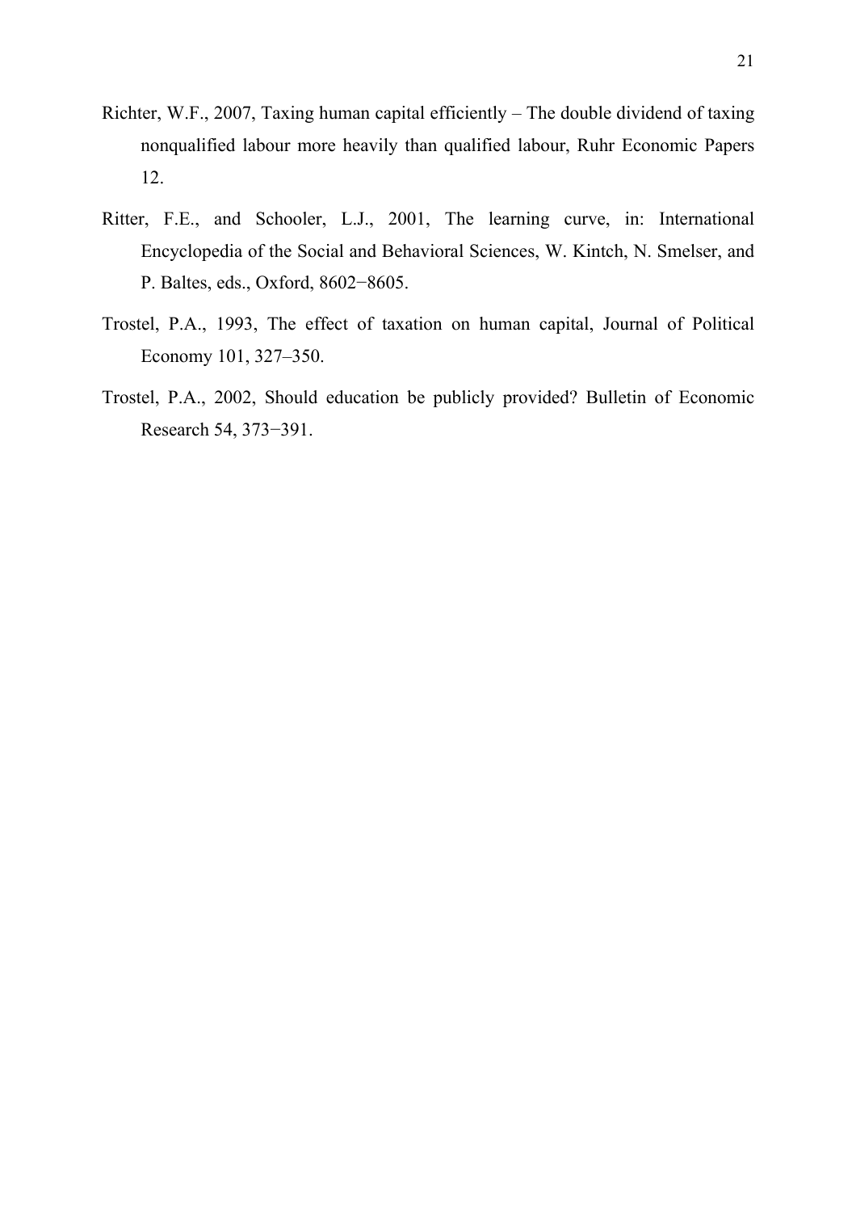Richter, W.F., 2007, Taxing human capital efficiently – The double dividend of taxing nonqualified labour more heavily than qualified labour, Ruhr Economic Papers 12.

Ritter, F.E., and Schooler, L.J., 2001, The learning curve, in: International Encyclopedia of the Social and Behavioral Sciences, W. Kintch, N. Smelser, and P. Baltes, eds., Oxford, 8602−8605.

Trostel, P.A., 1993, The effect of taxation on human capital, Journal of Political Economy 101, 327–350.

Trostel, P.A., 2002, Should education be publicly provided? Bulletin of Economic Research 54, 373−391.